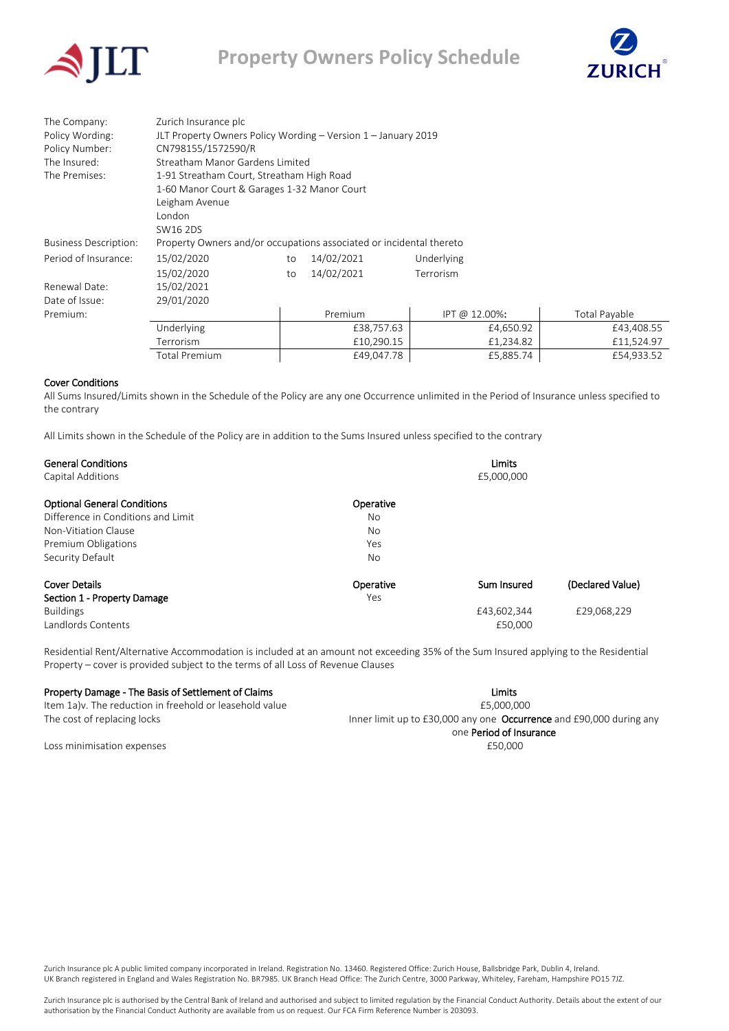# Property Owners Policy Schedule

| | | | | |
|---|---|---|---|---|
| The Company: | Zurich Insurance plc | | | |
| Policy Wording: | JLT Property Owners Policy Wording – Version 1 – January 2019 | | | |
| Policy Number: | CN798155/1572590/R | | | |
| The Insured: | Streatham Manor Gardens Limited | | | |
| The Premises: | 1-91 Streatham Court, Streatham High Road<br>1-60 Manor Court & Garages 1-32 Manor Court<br>Leigham Avenue<br>London<br>SW16 2DS | | | |
| Business Description: | Property Owners and/or occupations associated or incidental thereto | | | |
| Period of Insurance: | 15/02/2020 | to 14/02/2021 | Underlying | |
| | 15/02/2020 | to 14/02/2021 | Terrorism | |
| Renewal Date: | 15/02/2021 | | | |
| Date of Issue: | 29/01/2020 | | | |
| Premium: | | Premium | IPT @ 12.00%: | Total Payable |
| | Underlying | £38,757.63 | £4,650.92 | £43,408.55 |
| | Terrorism | £10,290.15 | £1,234.82 | £11,524.97 |
| | Total Premium | £49,047.78 | £5,885.74 | £54,933.52 |

**Cover Conditions**

All Sums Insured/Limits shown in the Schedule of the Policy are any one Occurrence unlimited in the Period of Insurance unless specified to the contrary

All Limits shown in the Schedule of the Policy are in addition to the Sums Insured unless specified to the contrary

| General Conditions | Limits |
|---|---|
| Capital Additions | £5,000,000 |

| Optional General Conditions | Operative |
|---|---|
| Difference in Conditions and Limit | No |
| Non-Vitiation Clause | No |
| Premium Obligations | Yes |
| Security Default | No |

| Cover Details | Operative | Sum Insured | (Declared Value) |
|---|---|---|---|
| **Section 1 - Property Damage** | Yes | | |
| Buildings | | £43,602,344 | £29,068,229 |
| Landlords Contents | | £50,000 | |

Residential Rent/Alternative Accommodation is included at an amount not exceeding 35% of the Sum Insured applying to the Residential Property – cover is provided subject to the terms of all Loss of Revenue Clauses

| Property Damage - The Basis of Settlement of Claims | Limits |
|---|---|
| Item 1a)v. The reduction in freehold or leasehold value | £5,000,000 |
| The cost of replacing locks | Inner limit up to £30,000 any one **Occurrence** and £90,000 during any one **Period of Insurance** |
| Loss minimisation expenses | £50,000 |

Zurich Insurance plc A public limited company incorporated in Ireland. Registration No. 13460. Registered Office: Zurich House, Ballsbridge Park, Dublin 4, Ireland.
UK Branch registered in England and Wales Registration No. BR7985. UK Branch Head Office: The Zurich Centre, 3000 Parkway, Whiteley, Fareham, Hampshire PO15 7JZ.

Zurich Insurance plc is authorised by the Central Bank of Ireland and authorised and subject to limited regulation by the Financial Conduct Authority. Details about the extent of our authorisation by the Financial Conduct Authority are available from us on request. Our FCA Firm Reference Number is 203093.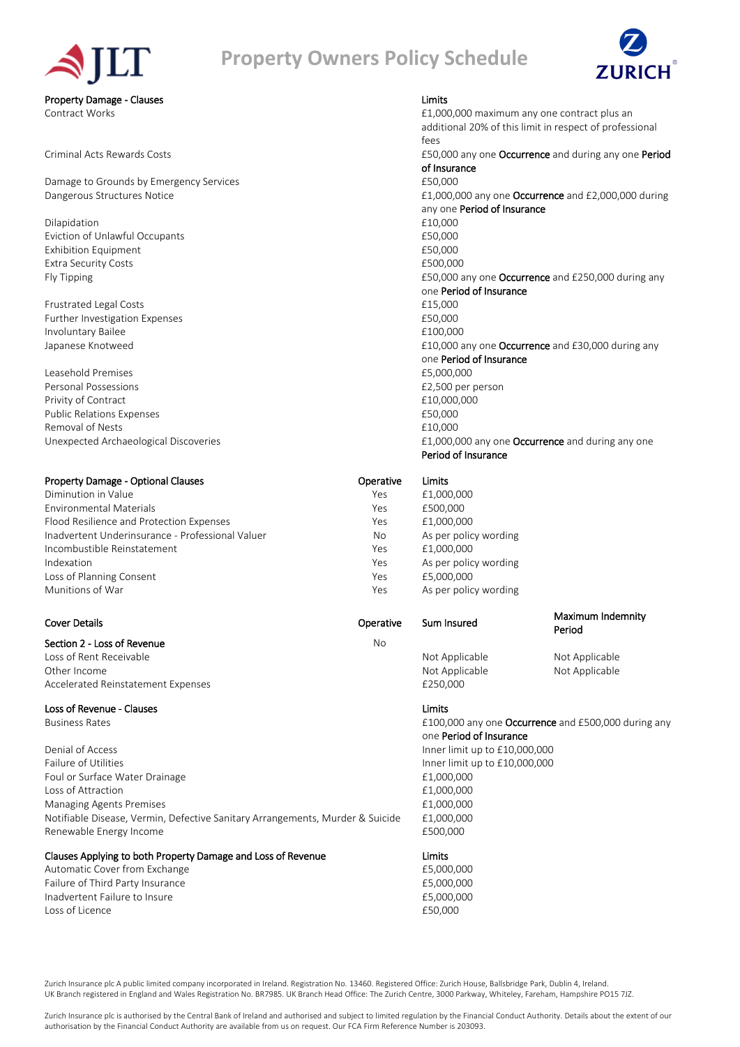# Property Owners Policy Schedule

| Property Damage - Clauses | Limits |
|---|---|
| Contract Works | £1,000,000 maximum any one contract plus an additional 20% of this limit in respect of professional fees |
| Criminal Acts Rewards Costs | £50,000 any one **Occurrence** and during any one **Period of Insurance** |
| Damage to Grounds by Emergency Services | £50,000 |
| Dangerous Structures Notice | £1,000,000 any one **Occurrence** and £2,000,000 during any one **Period of Insurance** |
| Dilapidation | £10,000 |
| Eviction of Unlawful Occupants | £50,000 |
| Exhibition Equipment | £50,000 |
| Extra Security Costs | £500,000 |
| Fly Tipping | £50,000 any one **Occurrence** and £250,000 during any one **Period of Insurance** |
| Frustrated Legal Costs | £15,000 |
| Further Investigation Expenses | £50,000 |
| Involuntary Bailee | £100,000 |
| Japanese Knotweed | £10,000 any one **Occurrence** and £30,000 during any one **Period of Insurance** |
| Leasehold Premises | £5,000,000 |
| Personal Possessions | £2,500 per person |
| Privity of Contract | £10,000,000 |
| Public Relations Expenses | £50,000 |
| Removal of Nests | £10,000 |
| Unexpected Archaeological Discoveries | £1,000,000 any one **Occurrence** and during any one **Period of Insurance** |

| Property Damage - Optional Clauses | Operative | Limits |
|---|---|---|
| Diminution in Value | Yes | £1,000,000 |
| Environmental Materials | Yes | £500,000 |
| Flood Resilience and Protection Expenses | Yes | £1,000,000 |
| Inadvertent Underinsurance - Professional Valuer | No | As per policy wording |
| Incombustible Reinstatement | Yes | £1,000,000 |
| Indexation | Yes | As per policy wording |
| Loss of Planning Consent | Yes | £5,000,000 |
| Munitions of War | Yes | As per policy wording |

| Cover Details | Operative | Sum Insured | Maximum Indemnity Period |
|---|---|---|---|
| **Section 2 - Loss of Revenue** | No | | |
| Loss of Rent Receivable | | Not Applicable | Not Applicable |
| Other Income | | Not Applicable | Not Applicable |
| Accelerated Reinstatement Expenses | | £250,000 | |

| Loss of Revenue - Clauses | Limits |
|---|---|
| Business Rates | £100,000 any one **Occurrence** and £500,000 during any one **Period of Insurance** |
| Denial of Access | Inner limit up to £10,000,000 |
| Failure of Utilities | Inner limit up to £10,000,000 |
| Foul or Surface Water Drainage | £1,000,000 |
| Loss of Attraction | £1,000,000 |
| Managing Agents Premises | £1,000,000 |
| Notifiable Disease, Vermin, Defective Sanitary Arrangements, Murder & Suicide | £1,000,000 |
| Renewable Energy Income | £500,000 |

| Clauses Applying to both Property Damage and Loss of Revenue | Limits |
|---|---|
| Automatic Cover from Exchange | £5,000,000 |
| Failure of Third Party Insurance | £5,000,000 |
| Inadvertent Failure to Insure | £5,000,000 |
| Loss of Licence | £50,000 |

Zurich Insurance plc A public limited company incorporated in Ireland. Registration No. 13460. Registered Office: Zurich House, Ballsbridge Park, Dublin 4, Ireland.
UK Branch registered in England and Wales Registration No. BR7985. UK Branch Head Office: The Zurich Centre, 3000 Parkway, Whiteley, Fareham, Hampshire PO15 7JZ.

Zurich Insurance plc is authorised by the Central Bank of Ireland and authorised and subject to limited regulation by the Financial Conduct Authority. Details about the extent of our authorisation by the Financial Conduct Authority are available from us on request. Our FCA Firm Reference Number is 203093.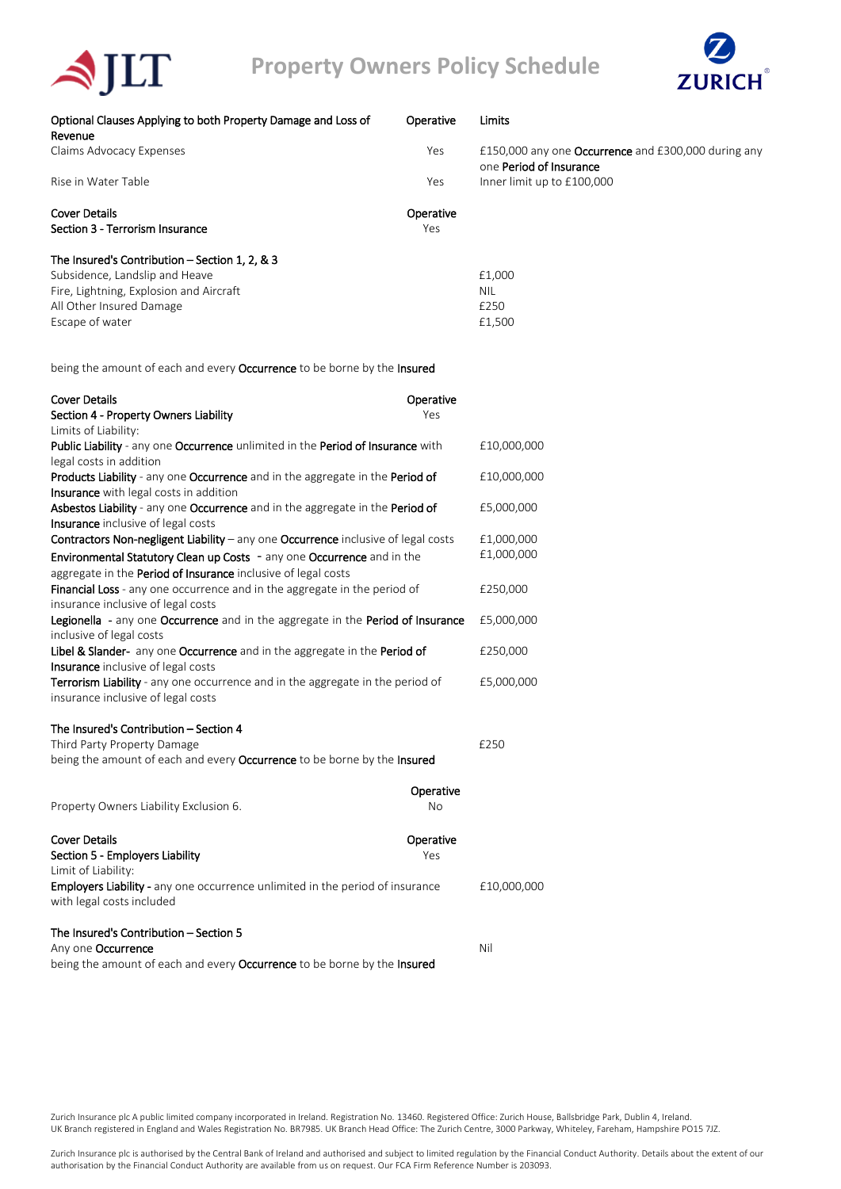# Property Owners Policy Schedule

| Optional Clauses Applying to both Property Damage and Loss of Revenue | Operative | Limits |
|---|---|---|
| Claims Advocacy Expenses | Yes | £150,000 any one **Occurrence** and £300,000 during any one **Period of Insurance** |
| Rise in Water Table | Yes | Inner limit up to £100,000 |

| Cover Details | Operative |
|---|---|
| **Section 3 - Terrorism Insurance** | Yes |

**The Insured's Contribution – Section 1, 2, & 3**

| | |
|---|---|
| Subsidence, Landslip and Heave | £1,000 |
| Fire, Lightning, Explosion and Aircraft | NIL |
| All Other Insured Damage | £250 |
| Escape of water | £1,500 |

being the amount of each and every **Occurrence** to be borne by the **Insured**

| Cover Details | Operative | |
|---|---|---|
| **Section 4 - Property Owners Liability** | Yes | |
| Limits of Liability: | | |
| **Public Liability** - any one **Occurrence** unlimited in the **Period of Insurance** with legal costs in addition | | £10,000,000 |
| **Products Liability** - any one **Occurrence** and in the aggregate in the **Period of Insurance** with legal costs in addition | | £10,000,000 |
| **Asbestos Liability** - any one **Occurrence** and in the aggregate in the **Period of Insurance** inclusive of legal costs | | £5,000,000 |
| **Contractors Non-negligent Liability** – any one **Occurrence** inclusive of legal costs | | £1,000,000 |
| **Environmental Statutory Clean up Costs** - any one **Occurrence** and in the aggregate in the **Period of Insurance** inclusive of legal costs | | £1,000,000 |
| **Financial Loss** - any one occurrence and in the aggregate in the period of insurance inclusive of legal costs | | £250,000 |
| **Legionella** - any one **Occurrence** and in the aggregate in the **Period of Insurance** inclusive of legal costs | | £5,000,000 |
| **Libel & Slander**- any one **Occurrence** and in the aggregate in the **Period of Insurance** inclusive of legal costs | | £250,000 |
| **Terrorism Liability** - any one occurrence and in the aggregate in the period of insurance inclusive of legal costs | | £5,000,000 |

**The Insured's Contribution – Section 4**

| | |
|---|---|
| Third Party Property Damage | £250 |

being the amount of each and every **Occurrence** to be borne by the **Insured**

| | Operative |
|---|---|
| Property Owners Liability Exclusion 6. | No |

| Cover Details | Operative | |
|---|---|---|
| **Section 5 - Employers Liability** | Yes | |
| Limit of Liability: | | |
| **Employers Liability** - any one occurrence unlimited in the period of insurance with legal costs included | | £10,000,000 |

**The Insured's Contribution – Section 5**

| | |
|---|---|
| Any one **Occurrence** | Nil |

being the amount of each and every **Occurrence** to be borne by the **Insured**

Zurich Insurance plc A public limited company incorporated in Ireland. Registration No. 13460. Registered Office: Zurich House, Ballsbridge Park, Dublin 4, Ireland.
UK Branch registered in England and Wales Registration No. BR7985. UK Branch Head Office: The Zurich Centre, 3000 Parkway, Whiteley, Fareham, Hampshire PO15 7JZ.

Zurich Insurance plc is authorised by the Central Bank of Ireland and authorised and subject to limited regulation by the Financial Conduct Authority. Details about the extent of our authorisation by the Financial Conduct Authority are available from us on request. Our FCA Firm Reference Number is 203093.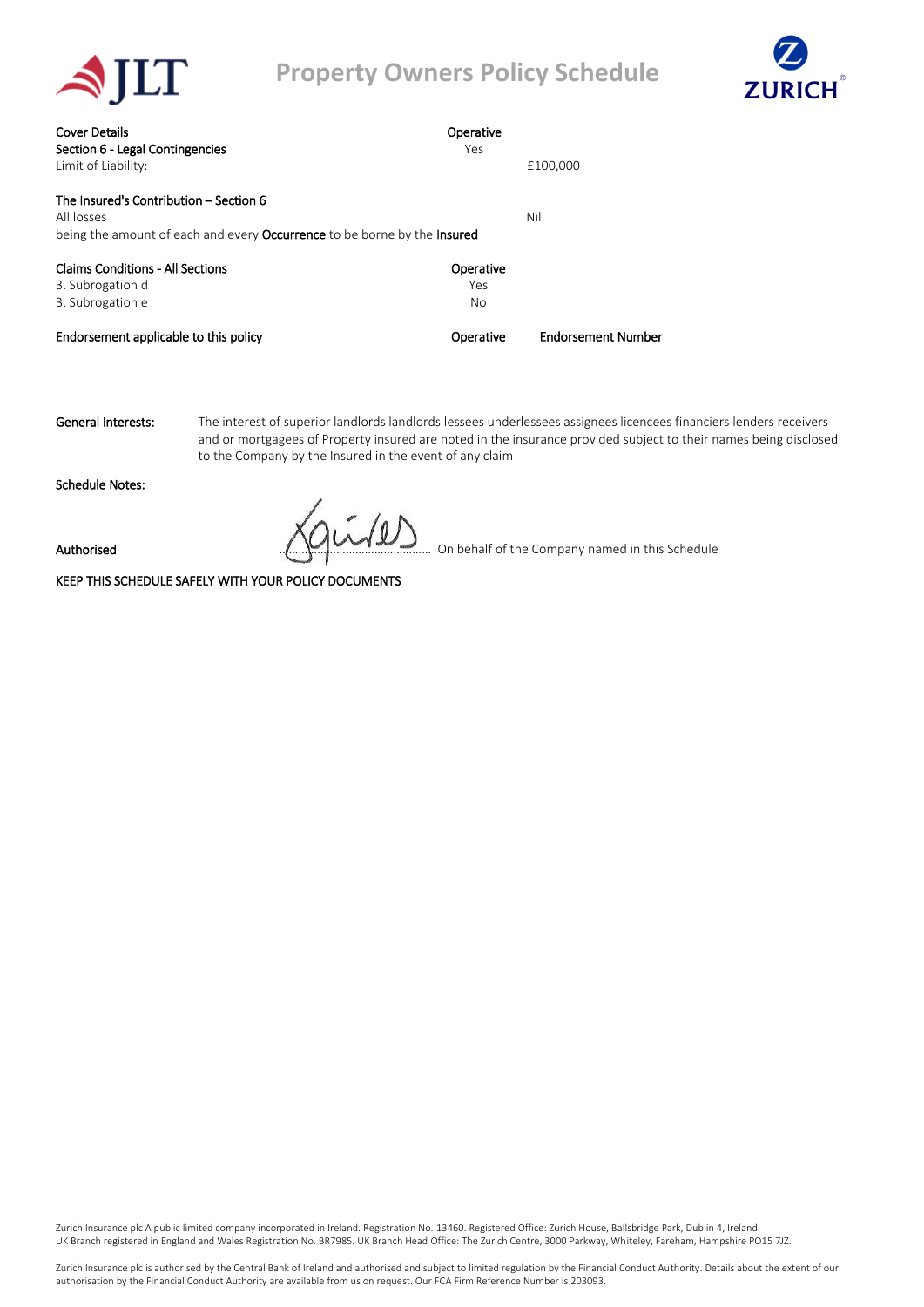# Property Owners Policy Schedule

| Cover Details | Operative | |
|---|---|---|
| Section 6 - Legal Contingencies | Yes | |
| Limit of Liability: | | £100,000 |

| The Insured's Contribution – Section 6 | | |
|---|---|---|
| All losses | | Nil |

being the amount of each and every **Occurrence** to be borne by the **Insured**

| Claims Conditions - All Sections | Operative |
|---|---|
| 3. Subrogation d | Yes |
| 3. Subrogation e | No |

| Endorsement applicable to this policy | Operative | Endorsement Number |
|---|---|---|

**General Interests:** The interest of superior landlords landlords lessees underlessees assignees licencees financiers lenders receivers and or mortgagees of Property insured are noted in the insurance provided subject to their names being disclosed to the Company by the Insured in the event of any claim

**Schedule Notes:**

**Authorised** ........................................ On behalf of the Company named in this Schedule

KEEP THIS SCHEDULE SAFELY WITH YOUR POLICY DOCUMENTS

Zurich Insurance plc A public limited company incorporated in Ireland. Registration No. 13460. Registered Office: Zurich House, Ballsbridge Park, Dublin 4, Ireland.
UK Branch registered in England and Wales Registration No. BR7985. UK Branch Head Office: The Zurich Centre, 3000 Parkway, Whiteley, Fareham, Hampshire PO15 7JZ.

Zurich Insurance plc is authorised by the Central Bank of Ireland and authorised and subject to limited regulation by the Financial Conduct Authority. Details about the extent of our authorisation by the Financial Conduct Authority are available from us on request. Our FCA Firm Reference Number is 203093.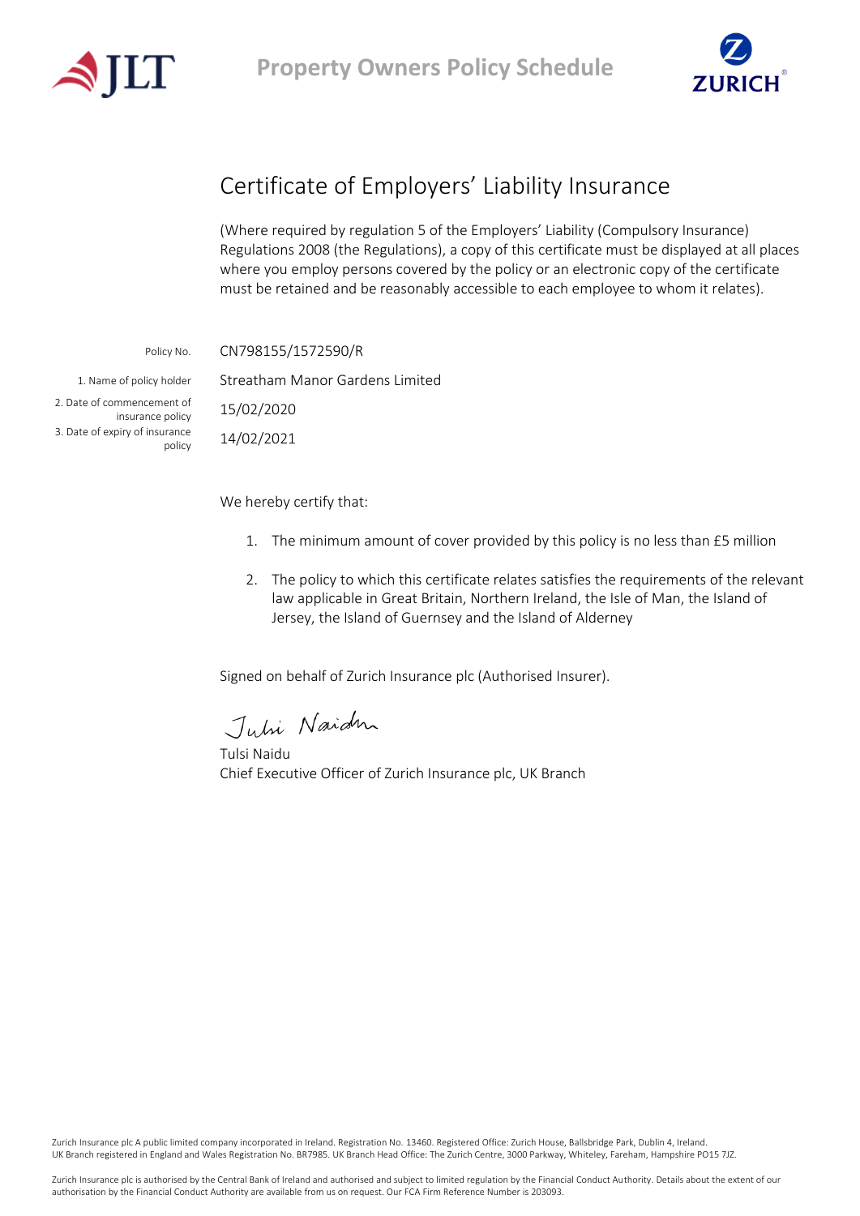Property Owners Policy Schedule

# Certificate of Employers' Liability Insurance

(Where required by regulation 5 of the Employers' Liability (Compulsory Insurance) Regulations 2008 (the Regulations), a copy of this certificate must be displayed at all places where you employ persons covered by the policy or an electronic copy of the certificate must be retained and be reasonably accessible to each employee to whom it relates).

| | |
|---|---|
| Policy No. | CN798155/1572590/R |
| 1. Name of policy holder | Streatham Manor Gardens Limited |
| 2. Date of commencement of insurance policy | 15/02/2020 |
| 3. Date of expiry of insurance policy | 14/02/2021 |

We hereby certify that:

1. The minimum amount of cover provided by this policy is no less than £5 million
2. The policy to which this certificate relates satisfies the requirements of the relevant law applicable in Great Britain, Northern Ireland, the Isle of Man, the Island of Jersey, the Island of Guernsey and the Island of Alderney

Signed on behalf of Zurich Insurance plc (Authorised Insurer).

Tulsi Naidu

Tulsi Naidu
Chief Executive Officer of Zurich Insurance plc, UK Branch

Zurich Insurance plc A public limited company incorporated in Ireland. Registration No. 13460. Registered Office: Zurich House, Ballsbridge Park, Dublin 4, Ireland.
UK Branch registered in England and Wales Registration No. BR7985. UK Branch Head Office: The Zurich Centre, 3000 Parkway, Whiteley, Fareham, Hampshire PO15 7JZ.

Zurich Insurance plc is authorised by the Central Bank of Ireland and authorised and subject to limited regulation by the Financial Conduct Authority. Details about the extent of our authorisation by the Financial Conduct Authority are available from us on request. Our FCA Firm Reference Number is 203093.